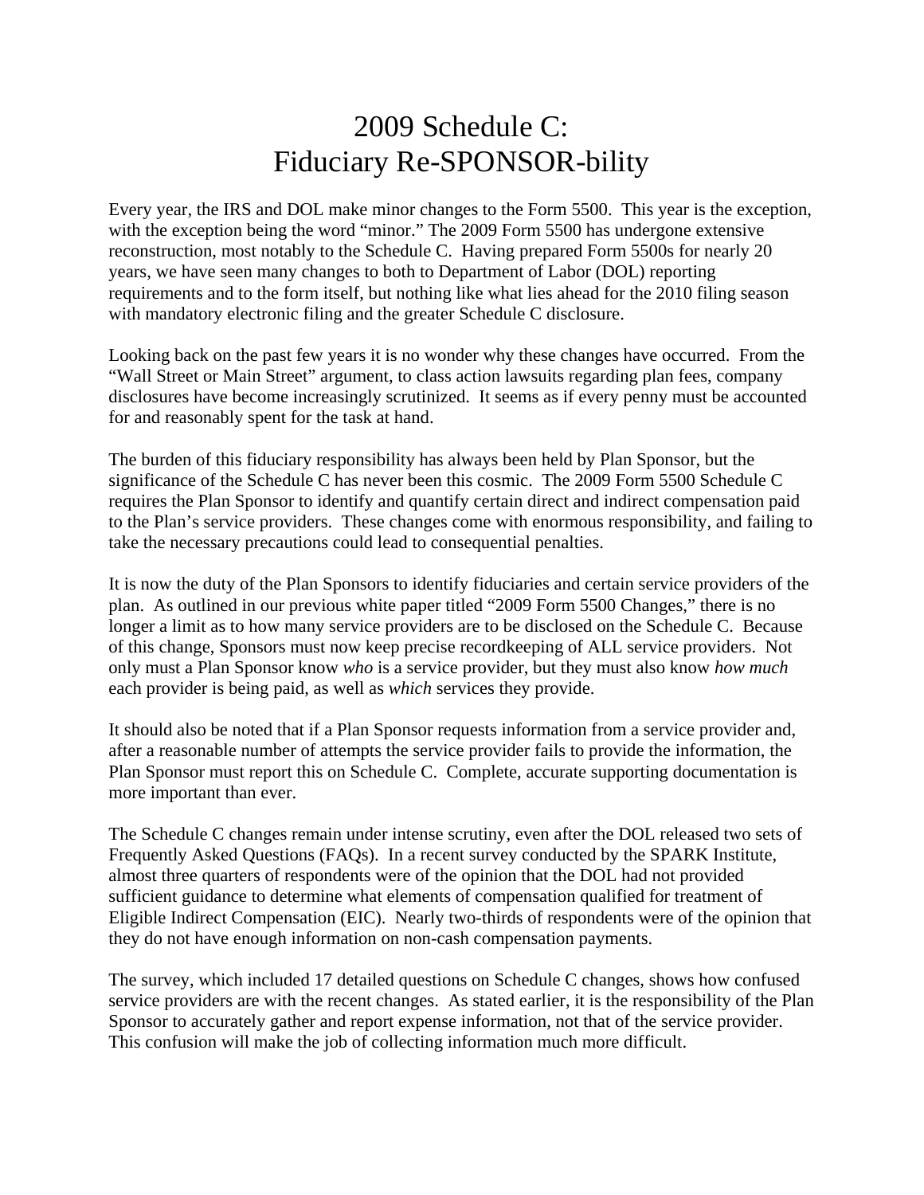# 2009 Schedule C: Fiduciary Re-SPONSOR-bility

Every year, the IRS and DOL make minor changes to the Form 5500. This year is the exception, with the exception being the word "minor." The 2009 Form 5500 has undergone extensive reconstruction, most notably to the Schedule C. Having prepared Form 5500s for nearly 20 years, we have seen many changes to both to Department of Labor (DOL) reporting requirements and to the form itself, but nothing like what lies ahead for the 2010 filing season with mandatory electronic filing and the greater Schedule C disclosure.

Looking back on the past few years it is no wonder why these changes have occurred. From the "Wall Street or Main Street" argument, to class action lawsuits regarding plan fees, company disclosures have become increasingly scrutinized. It seems as if every penny must be accounted for and reasonably spent for the task at hand.

The burden of this fiduciary responsibility has always been held by Plan Sponsor, but the significance of the Schedule C has never been this cosmic. The 2009 Form 5500 Schedule C requires the Plan Sponsor to identify and quantify certain direct and indirect compensation paid to the Plan's service providers. These changes come with enormous responsibility, and failing to take the necessary precautions could lead to consequential penalties.

It is now the duty of the Plan Sponsors to identify fiduciaries and certain service providers of the plan. As outlined in our previous white paper titled "2009 Form 5500 Changes," there is no longer a limit as to how many service providers are to be disclosed on the Schedule C. Because of this change, Sponsors must now keep precise recordkeeping of ALL service providers. Not only must a Plan Sponsor know *who* is a service provider, but they must also know *how much* each provider is being paid, as well as *which* services they provide.

It should also be noted that if a Plan Sponsor requests information from a service provider and, after a reasonable number of attempts the service provider fails to provide the information, the Plan Sponsor must report this on Schedule C. Complete, accurate supporting documentation is more important than ever.

The Schedule C changes remain under intense scrutiny, even after the DOL released two sets of Frequently Asked Questions (FAQs). In a recent survey conducted by the SPARK Institute, almost three quarters of respondents were of the opinion that the DOL had not provided sufficient guidance to determine what elements of compensation qualified for treatment of Eligible Indirect Compensation (EIC). Nearly two-thirds of respondents were of the opinion that they do not have enough information on non-cash compensation payments.

The survey, which included 17 detailed questions on Schedule C changes, shows how confused service providers are with the recent changes. As stated earlier, it is the responsibility of the Plan Sponsor to accurately gather and report expense information, not that of the service provider. This confusion will make the job of collecting information much more difficult.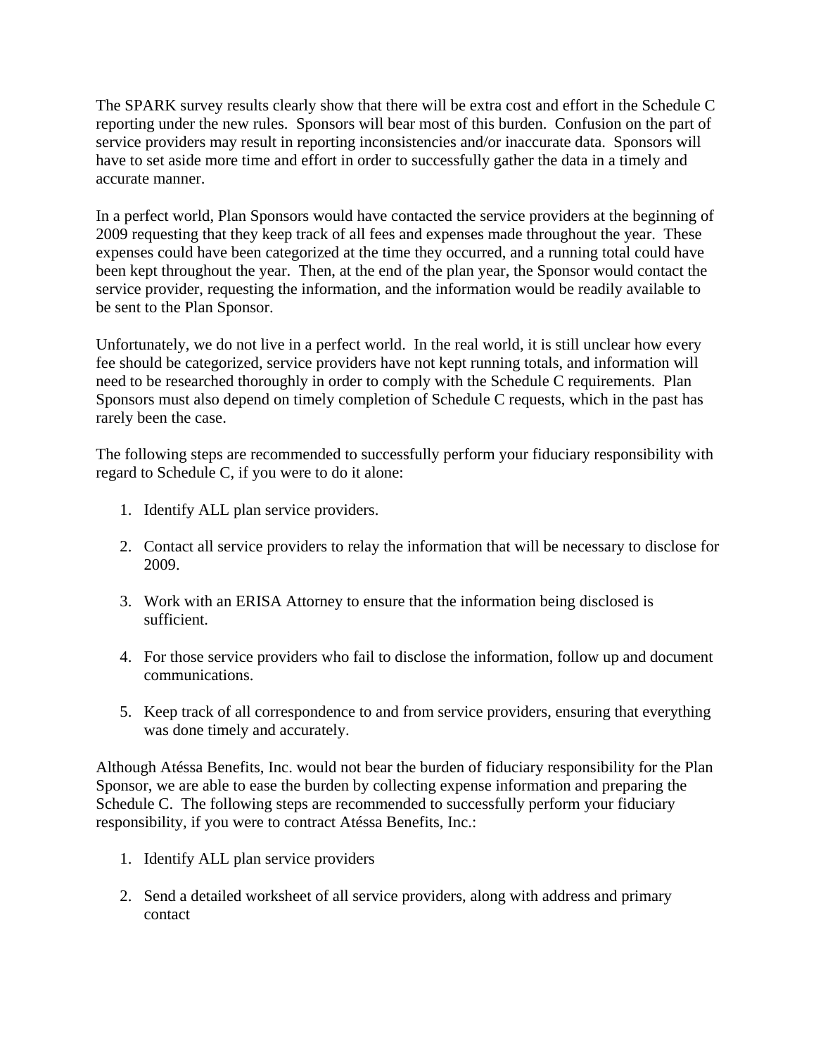The SPARK survey results clearly show that there will be extra cost and effort in the Schedule C reporting under the new rules. Sponsors will bear most of this burden. Confusion on the part of service providers may result in reporting inconsistencies and/or inaccurate data. Sponsors will have to set aside more time and effort in order to successfully gather the data in a timely and accurate manner.

In a perfect world, Plan Sponsors would have contacted the service providers at the beginning of 2009 requesting that they keep track of all fees and expenses made throughout the year. These expenses could have been categorized at the time they occurred, and a running total could have been kept throughout the year. Then, at the end of the plan year, the Sponsor would contact the service provider, requesting the information, and the information would be readily available to be sent to the Plan Sponsor.

Unfortunately, we do not live in a perfect world. In the real world, it is still unclear how every fee should be categorized, service providers have not kept running totals, and information will need to be researched thoroughly in order to comply with the Schedule C requirements. Plan Sponsors must also depend on timely completion of Schedule C requests, which in the past has rarely been the case.

The following steps are recommended to successfully perform your fiduciary responsibility with regard to Schedule C, if you were to do it alone:

1. Identify ALL plan service providers.

2. Contact all service providers to relay the information that will be necessary to disclose for 2009.

3. Work with an ERISA Attorney to ensure that the information being disclosed is sufficient.

4. For those service providers who fail to disclose the information, follow up and document communications.

5. Keep track of all correspondence to and from service providers, ensuring that everything was done timely and accurately.

Although Atéssa Benefits, Inc. would not bear the burden of fiduciary responsibility for the Plan Sponsor, we are able to ease the burden by collecting expense information and preparing the Schedule C. The following steps are recommended to successfully perform your fiduciary responsibility, if you were to contract Atéssa Benefits, Inc.:

1. Identify ALL plan service providers

2. Send a detailed worksheet of all service providers, along with address and primary contact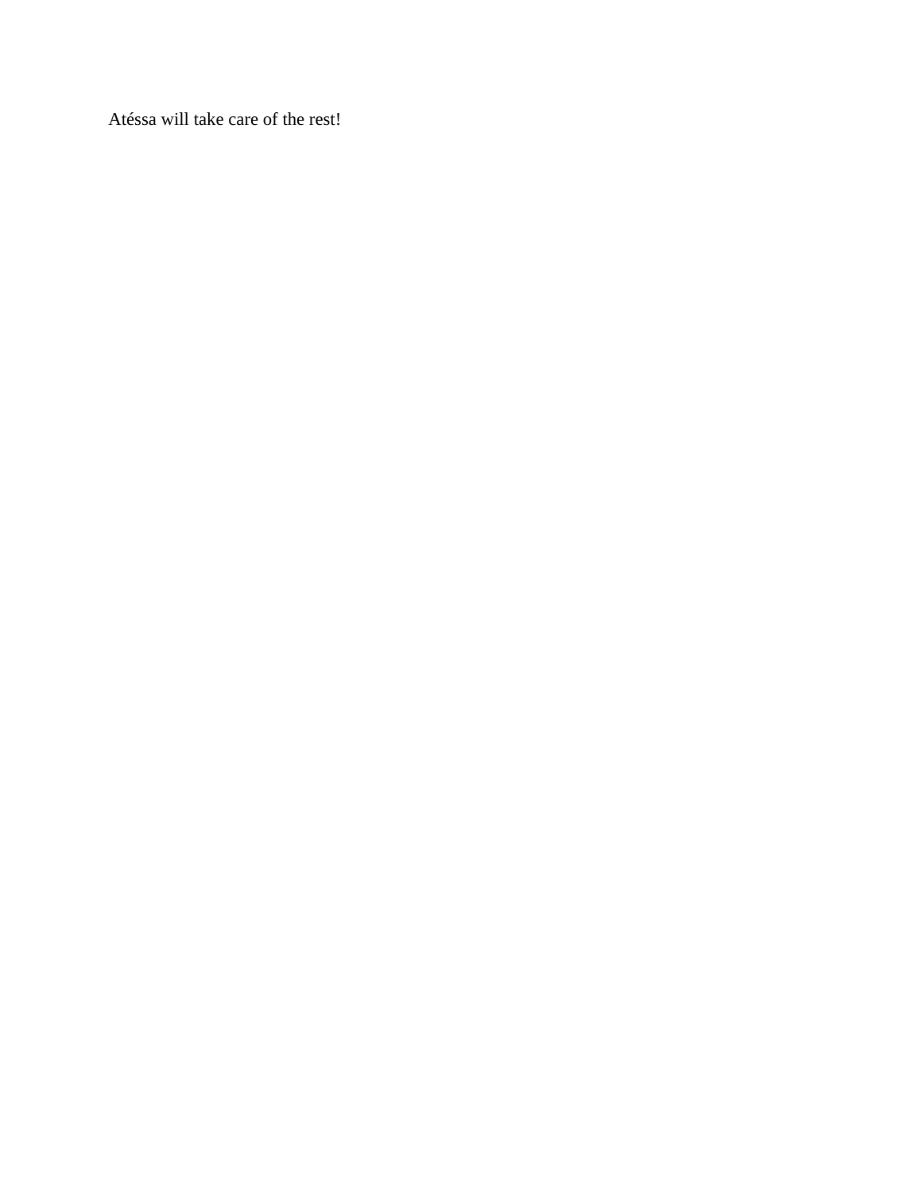Atéssa will take care of the rest!